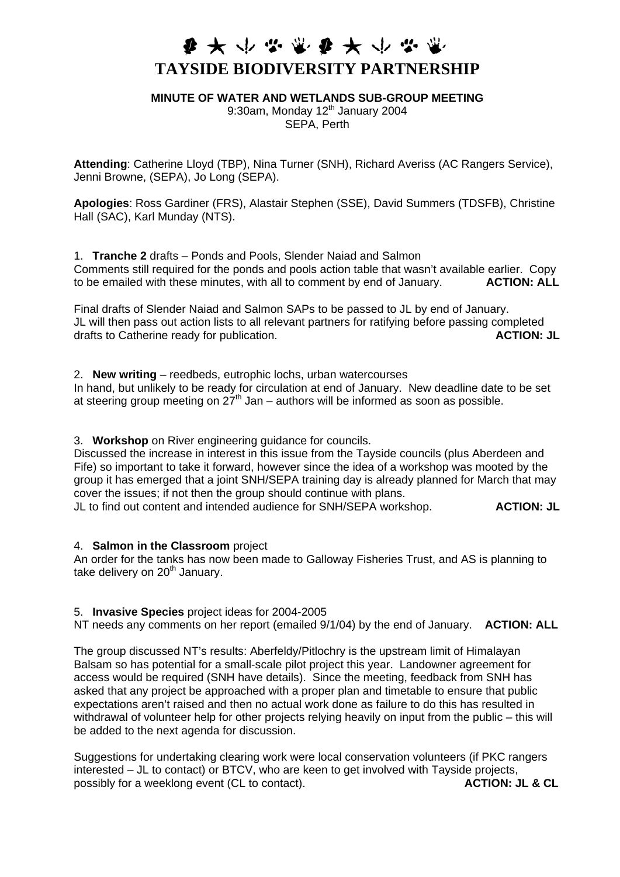# TAYSIDE BIODIVERSITY PARTNERSHIP

**MINUTE OF WATER AND WETLANDS SUB-GROUP MEETING**

9:30am, Monday 12th January 2004

SEPA, Perth

**Attending**: Catherine Lloyd (TBP), Nina Turner (SNH), Richard Averiss (AC Rangers Service), Jenni Browne, (SEPA), Jo Long (SEPA).

**Apologies**: Ross Gardiner (FRS), Alastair Stephen (SSE), David Summers (TDSFB), Christine Hall (SAC), Karl Munday (NTS).

1. **Tranche 2** drafts – Ponds and Pools, Slender Naiad and Salmon

Comments still required for the ponds and pools action table that wasn't available earlier. Copy to be emailed with these minutes, with all to comment by end of January. **ACTION: ALL**

Final drafts of Slender Naiad and Salmon SAPs to be passed to JL by end of January. JL will then pass out action lists to all relevant partners for ratifying before passing completed drafts to Catherine ready for publication. **ACTION: JL**

2. **New writing** – reedbeds, eutrophic lochs, urban watercourses

In hand, but unlikely to be ready for circulation at end of January. New deadline date to be set at steering group meeting on 27th Jan – authors will be informed as soon as possible.

3. **Workshop** on River engineering guidance for councils.

Discussed the increase in interest in this issue from the Tayside councils (plus Aberdeen and Fife) so important to take it forward, however since the idea of a workshop was mooted by the group it has emerged that a joint SNH/SEPA training day is already planned for March that may cover the issues; if not then the group should continue with plans.

JL to find out content and intended audience for SNH/SEPA workshop. **ACTION: JL**

4. **Salmon in the Classroom** project

An order for the tanks has now been made to Galloway Fisheries Trust, and AS is planning to take delivery on 20th January.

5. **Invasive Species** project ideas for 2004-2005

NT needs any comments on her report (emailed 9/1/04) by the end of January. **ACTION: ALL**

The group discussed NT's results: Aberfeldy/Pitlochry is the upstream limit of Himalayan Balsam so has potential for a small-scale pilot project this year. Landowner agreement for access would be required (SNH have details). Since the meeting, feedback from SNH has asked that any project be approached with a proper plan and timetable to ensure that public expectations aren't raised and then no actual work done as failure to do this has resulted in withdrawal of volunteer help for other projects relying heavily on input from the public – this will be added to the next agenda for discussion.

Suggestions for undertaking clearing work were local conservation volunteers (if PKC rangers interested – JL to contact) or BTCV, who are keen to get involved with Tayside projects, possibly for a weeklong event (CL to contact). **ACTION: JL & CL**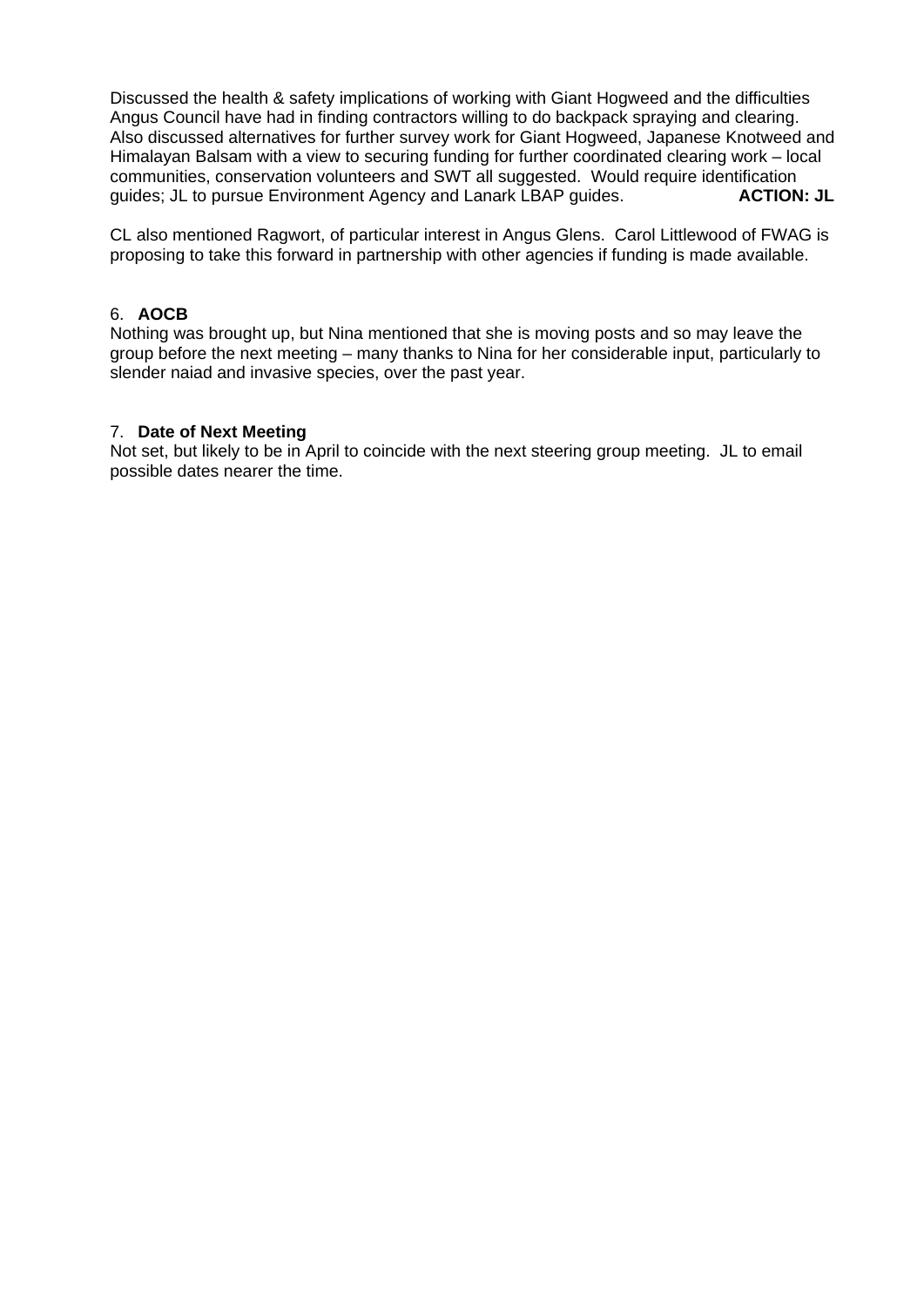Discussed the health & safety implications of working with Giant Hogweed and the difficulties Angus Council have had in finding contractors willing to do backpack spraying and clearing. Also discussed alternatives for further survey work for Giant Hogweed, Japanese Knotweed and Himalayan Balsam with a view to securing funding for further coordinated clearing work – local communities, conservation volunteers and SWT all suggested. Would require identification guides; JL to pursue Environment Agency and Lanark LBAP guides. **ACTION: JL**

CL also mentioned Ragwort, of particular interest in Angus Glens. Carol Littlewood of FWAG is proposing to take this forward in partnership with other agencies if funding is made available.

6. **AOCB**

Nothing was brought up, but Nina mentioned that she is moving posts and so may leave the group before the next meeting – many thanks to Nina for her considerable input, particularly to slender naiad and invasive species, over the past year.

7. **Date of Next Meeting**

Not set, but likely to be in April to coincide with the next steering group meeting. JL to email possible dates nearer the time.